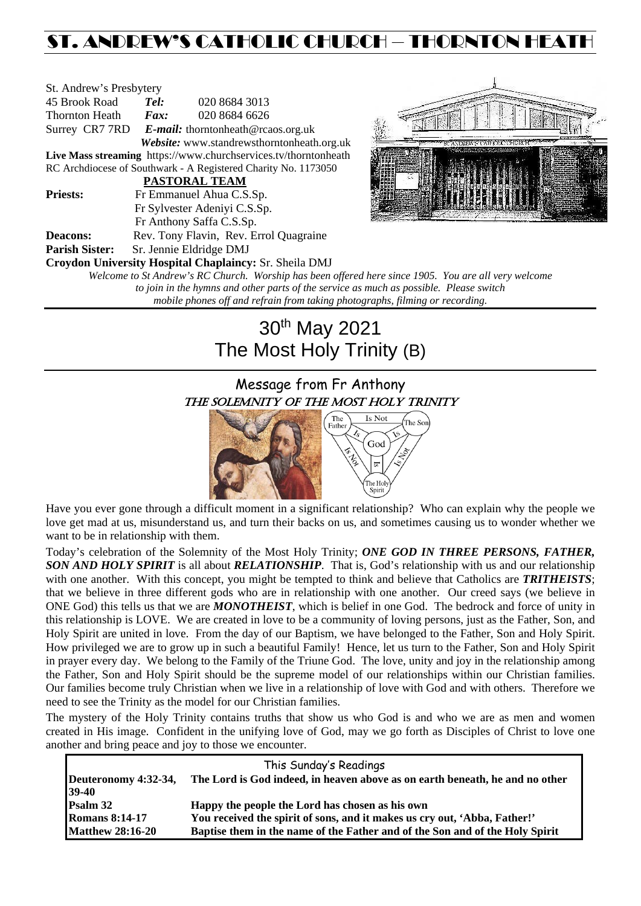# ST. ANDREW'S CATHOLIC CHURCH – THORNTON HEATH

St. Andrew's Presbytery
45 Brook Road *Tel:* 020 8684 3013
Thornton Heath *Fax:* 020 8684 6626
Surrey CR7 7RD *E-mail:* thorntonheath@rcaos.org.uk
*Website:* www.standrewsthorntonheath.org.uk
**Live Mass streaming** https://www.churchservices.tv/thorntonheath
RC Archdiocese of Southwark - A Registered Charity No. 1173050

**PASTORAL TEAM**

**Priests:** Fr Emmanuel Ahua C.S.Sp.
Fr Sylvester Adeniyi C.S.Sp.
Fr Anthony Saffa C.S.Sp.
**Deacons:** Rev. Tony Flavin, Rev. Errol Quagraine
**Parish Sister:** Sr. Jennie Eldridge DMJ
**Croydon University Hospital Chaplaincy:** Sr. Sheila DMJ

*Welcome to St Andrew's RC Church. Worship has been offered here since 1905. You are all very welcome to join in the hymns and other parts of the service as much as possible. Please switch mobile phones off and refrain from taking photographs, filming or recording.*

# 30th May 2021
# The Most Holy Trinity (B)

## Message from Fr Anthony
### THE SOLEMNITY OF THE MOST HOLY TRINITY

Have you ever gone through a difficult moment in a significant relationship? Who can explain why the people we love get mad at us, misunderstand us, and turn their backs on us, and sometimes causing us to wonder whether we want to be in relationship with them.

Today's celebration of the Solemnity of the Most Holy Trinity; ***ONE GOD IN THREE PERSONS, FATHER, SON AND HOLY SPIRIT*** is all about ***RELATIONSHIP***. That is, God's relationship with us and our relationship with one another. With this concept, you might be tempted to think and believe that Catholics are ***TRITHEISTS***; that we believe in three different gods who are in relationship with one another. Our creed says (we believe in ONE God) this tells us that we are ***MONOTHEIST***, which is belief in one God. The bedrock and force of unity in this relationship is LOVE. We are created in love to be a community of loving persons, just as the Father, Son, and Holy Spirit are united in love. From the day of our Baptism, we have belonged to the Father, Son and Holy Spirit. How privileged we are to grow up in such a beautiful Family! Hence, let us turn to the Father, Son and Holy Spirit in prayer every day. We belong to the Family of the Triune God. The love, unity and joy in the relationship among the Father, Son and Holy Spirit should be the supreme model of our relationships within our Christian families. Our families become truly Christian when we live in a relationship of love with God and with others. Therefore we need to see the Trinity as the model for our Christian families.

The mystery of the Holy Trinity contains truths that show us who God is and who we are as men and women created in His image. Confident in the unifying love of God, may we go forth as Disciples of Christ to love one another and bring peace and joy to those we encounter.

| This Sunday's Readings | |
|---|---|
| **Deuteronomy 4:32-34, 39-40** | **The Lord is God indeed, in heaven above as on earth beneath, he and no other** |
| **Psalm 32** | **Happy the people the Lord has chosen as his own** |
| **Romans 8:14-17** | **You received the spirit of sons, and it makes us cry out, 'Abba, Father!'** |
| **Matthew 28:16-20** | **Baptise them in the name of the Father and of the Son and of the Holy Spirit** |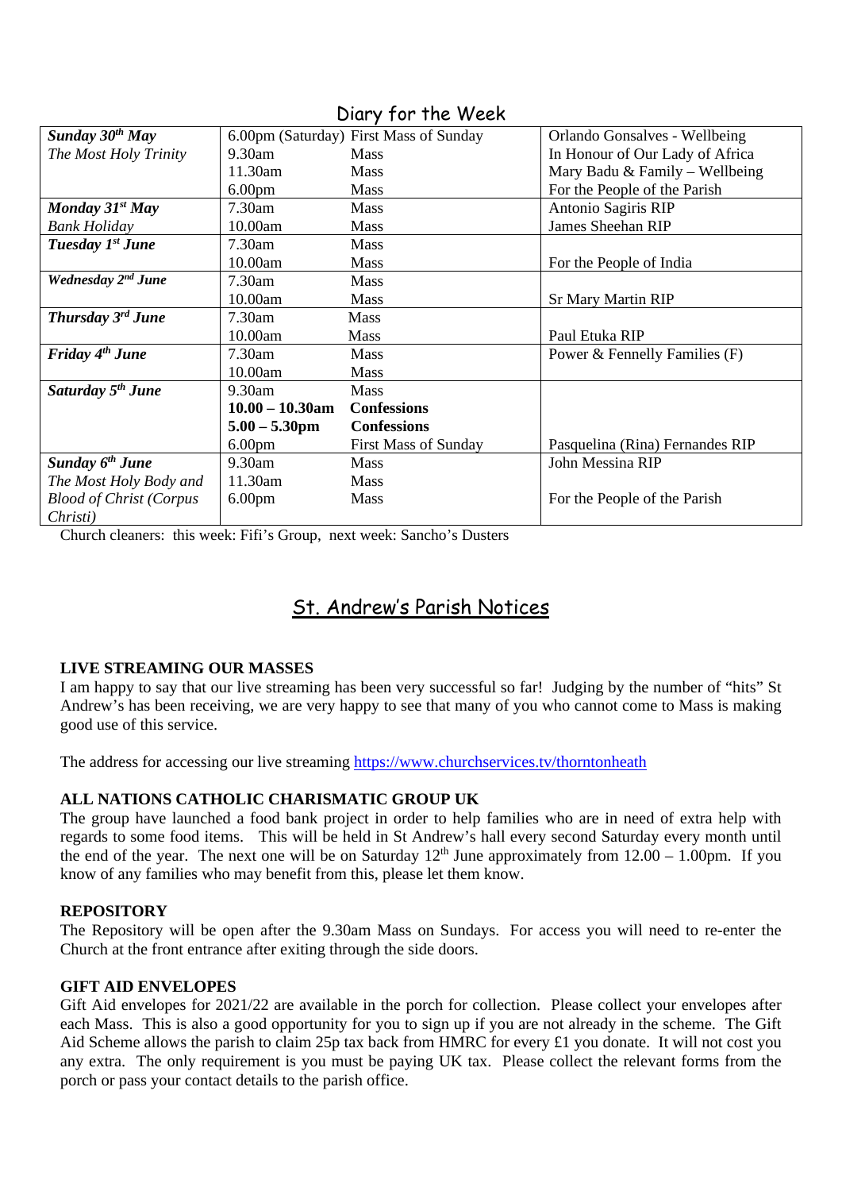## Diary for the Week

| | | | |
|---|---|---|---|
| ***Sunday 30th May*** | 6.00pm (Saturday) | First Mass of Sunday | Orlando Gonsalves - Wellbeing |
| *The Most Holy Trinity* | 9.30am | Mass | In Honour of Our Lady of Africa |
| | 11.30am | Mass | Mary Badu & Family – Wellbeing |
| | 6.00pm | Mass | For the People of the Parish |
| ***Monday 31st May*** | 7.30am | Mass | Antonio Sagiris RIP |
| *Bank Holiday* | 10.00am | Mass | James Sheehan RIP |
| ***Tuesday 1st June*** | 7.30am | Mass | |
| | 10.00am | Mass | For the People of India |
| ***Wednesday 2nd June*** | 7.30am | Mass | |
| | 10.00am | Mass | Sr Mary Martin RIP |
| ***Thursday 3rd June*** | 7.30am | Mass | |
| | 10.00am | Mass | Paul Etuka RIP |
| ***Friday 4th June*** | 7.30am | Mass | Power & Fennelly Families (F) |
| | 10.00am | Mass | |
| ***Saturday 5th June*** | 9.30am | Mass | |
| | **10.00 – 10.30am** | **Confessions** | |
| | **5.00 – 5.30pm** | **Confessions** | |
| | 6.00pm | First Mass of Sunday | Pasquelina (Rina) Fernandes RIP |
| ***Sunday 6th June*** | 9.30am | Mass | John Messina RIP |
| *The Most Holy Body and* | 11.30am | Mass | |
| *Blood of Christ (Corpus Christi)* | 6.00pm | Mass | For the People of the Parish |

Church cleaners: this week: Fifi's Group, next week: Sancho's Dusters

## St. Andrew's Parish Notices

**LIVE STREAMING OUR MASSES**

I am happy to say that our live streaming has been very successful so far! Judging by the number of "hits" St Andrew's has been receiving, we are very happy to see that many of you who cannot come to Mass is making good use of this service.

The address for accessing our live streaming https://www.churchservices.tv/thorntonheath

**ALL NATIONS CATHOLIC CHARISMATIC GROUP UK**

The group have launched a food bank project in order to help families who are in need of extra help with regards to some food items. This will be held in St Andrew's hall every second Saturday every month until the end of the year. The next one will be on Saturday 12th June approximately from 12.00 – 1.00pm. If you know of any families who may benefit from this, please let them know.

**REPOSITORY**

The Repository will be open after the 9.30am Mass on Sundays. For access you will need to re-enter the Church at the front entrance after exiting through the side doors.

**GIFT AID ENVELOPES**

Gift Aid envelopes for 2021/22 are available in the porch for collection. Please collect your envelopes after each Mass. This is also a good opportunity for you to sign up if you are not already in the scheme. The Gift Aid Scheme allows the parish to claim 25p tax back from HMRC for every £1 you donate. It will not cost you any extra. The only requirement is you must be paying UK tax. Please collect the relevant forms from the porch or pass your contact details to the parish office.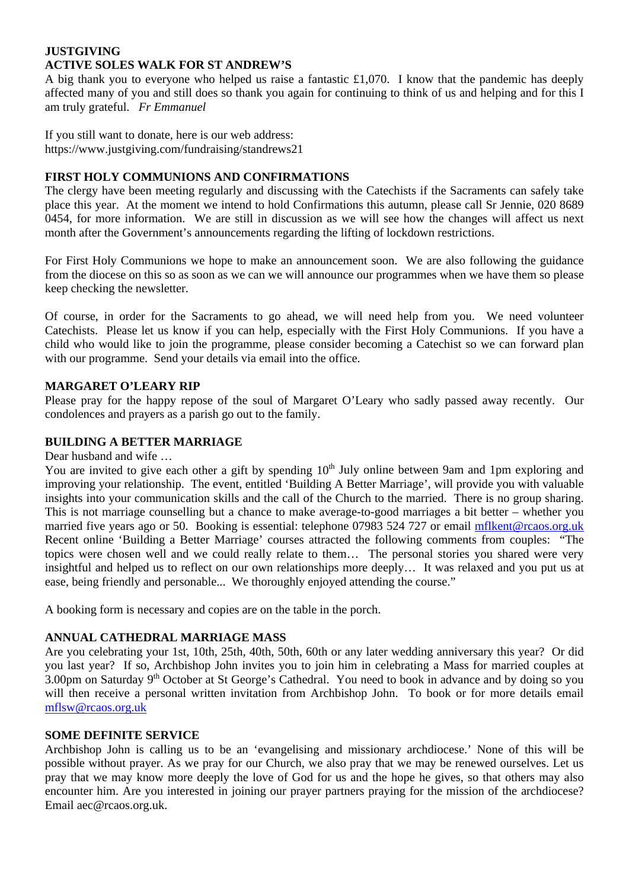**JUSTGIVING**
**ACTIVE SOLES WALK FOR ST ANDREW'S**

A big thank you to everyone who helped us raise a fantastic £1,070. I know that the pandemic has deeply affected many of you and still does so thank you again for continuing to think of us and helping and for this I am truly grateful. *Fr Emmanuel*

If you still want to donate, here is our web address:
https://www.justgiving.com/fundraising/standrews21

**FIRST HOLY COMMUNIONS AND CONFIRMATIONS**

The clergy have been meeting regularly and discussing with the Catechists if the Sacraments can safely take place this year. At the moment we intend to hold Confirmations this autumn, please call Sr Jennie, 020 8689 0454, for more information. We are still in discussion as we will see how the changes will affect us next month after the Government's announcements regarding the lifting of lockdown restrictions.

For First Holy Communions we hope to make an announcement soon. We are also following the guidance from the diocese on this so as soon as we can we will announce our programmes when we have them so please keep checking the newsletter.

Of course, in order for the Sacraments to go ahead, we will need help from you. We need volunteer Catechists. Please let us know if you can help, especially with the First Holy Communions. If you have a child who would like to join the programme, please consider becoming a Catechist so we can forward plan with our programme. Send your details via email into the office.

**MARGARET O'LEARY RIP**

Please pray for the happy repose of the soul of Margaret O'Leary who sadly passed away recently. Our condolences and prayers as a parish go out to the family.

**BUILDING A BETTER MARRIAGE**

Dear husband and wife …

You are invited to give each other a gift by spending 10th July online between 9am and 1pm exploring and improving your relationship. The event, entitled 'Building A Better Marriage', will provide you with valuable insights into your communication skills and the call of the Church to the married. There is no group sharing. This is not marriage counselling but a chance to make average-to-good marriages a bit better – whether you married five years ago or 50. Booking is essential: telephone 07983 524 727 or email mflkent@rcaos.org.uk Recent online 'Building a Better Marriage' courses attracted the following comments from couples: "The topics were chosen well and we could really relate to them… The personal stories you shared were very insightful and helped us to reflect on our own relationships more deeply… It was relaxed and you put us at ease, being friendly and personable... We thoroughly enjoyed attending the course."

A booking form is necessary and copies are on the table in the porch.

**ANNUAL CATHEDRAL MARRIAGE MASS**

Are you celebrating your 1st, 10th, 25th, 40th, 50th, 60th or any later wedding anniversary this year? Or did you last year? If so, Archbishop John invites you to join him in celebrating a Mass for married couples at 3.00pm on Saturday 9th October at St George's Cathedral. You need to book in advance and by doing so you will then receive a personal written invitation from Archbishop John. To book or for more details email mflsw@rcaos.org.uk

**SOME DEFINITE SERVICE**

Archbishop John is calling us to be an 'evangelising and missionary archdiocese.' None of this will be possible without prayer. As we pray for our Church, we also pray that we may be renewed ourselves. Let us pray that we may know more deeply the love of God for us and the hope he gives, so that others may also encounter him. Are you interested in joining our prayer partners praying for the mission of the archdiocese? Email aec@rcaos.org.uk.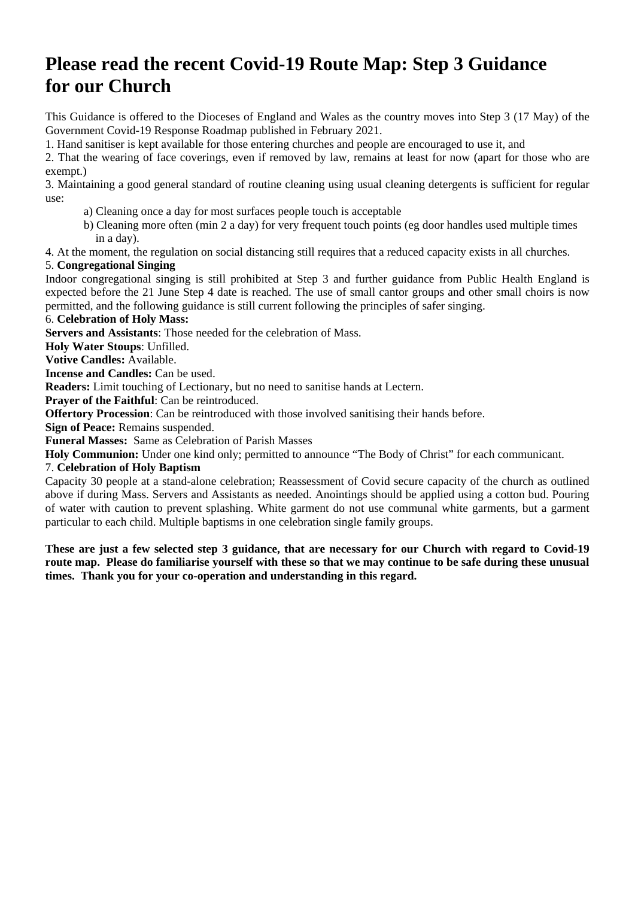# Please read the recent Covid-19 Route Map: Step 3 Guidance for our Church

This Guidance is offered to the Dioceses of England and Wales as the country moves into Step 3 (17 May) of the Government Covid-19 Response Roadmap published in February 2021.

1. Hand sanitiser is kept available for those entering churches and people are encouraged to use it, and
2. That the wearing of face coverings, even if removed by law, remains at least for now (apart for those who are exempt.)
3. Maintaining a good general standard of routine cleaning using usual cleaning detergents is sufficient for regular use:
   a) Cleaning once a day for most surfaces people touch is acceptable
   b) Cleaning more often (min 2 a day) for very frequent touch points (eg door handles used multiple times in a day).
4. At the moment, the regulation on social distancing still requires that a reduced capacity exists in all churches.
5. **Congregational Singing**

Indoor congregational singing is still prohibited at Step 3 and further guidance from Public Health England is expected before the 21 June Step 4 date is reached. The use of small cantor groups and other small choirs is now permitted, and the following guidance is still current following the principles of safer singing.

6. **Celebration of Holy Mass:**

**Servers and Assistants**: Those needed for the celebration of Mass.
**Holy Water Stoups**: Unfilled.
**Votive Candles:** Available.
**Incense and Candles:** Can be used.
**Readers:** Limit touching of Lectionary, but no need to sanitise hands at Lectern.
**Prayer of the Faithful**: Can be reintroduced.
**Offertory Procession**: Can be reintroduced with those involved sanitising their hands before.
**Sign of Peace:** Remains suspended.
**Funeral Masses:** Same as Celebration of Parish Masses
**Holy Communion:** Under one kind only; permitted to announce "The Body of Christ" for each communicant.

7. **Celebration of Holy Baptism**

Capacity 30 people at a stand-alone celebration; Reassessment of Covid secure capacity of the church as outlined above if during Mass. Servers and Assistants as needed. Anointings should be applied using a cotton bud. Pouring of water with caution to prevent splashing. White garment do not use communal white garments, but a garment particular to each child. Multiple baptisms in one celebration single family groups.

**These are just a few selected step 3 guidance, that are necessary for our Church with regard to Covid-19 route map. Please do familiarise yourself with these so that we may continue to be safe during these unusual times. Thank you for your co-operation and understanding in this regard.**